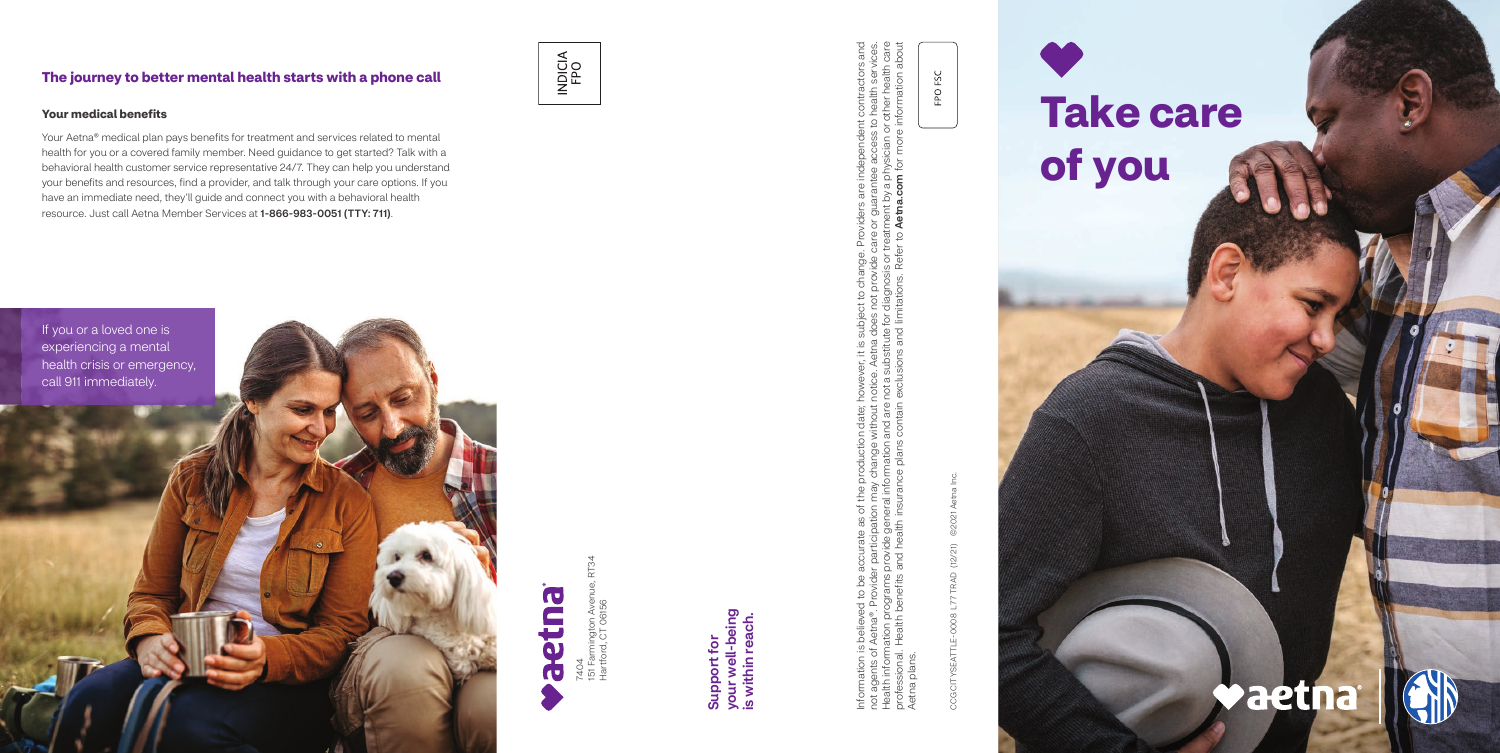## The journey to better mental health starts with a phone call

### Your medical benefits

Your Aetna® medical plan pays benefits for treatment and services related to mental health for you or a covered family member. Need guidance to get started? Talk with a behavioral health customer service representative 24/7. They can help you understand your benefits and resources, find a provider, and talk through your care options. If you have an immediate need, they'll guide and connect you with a behavioral health resource. Just call Aetna Member Services at **1-866-983-0051 (TTY: 711)**.

If you or a loved one is experiencing a mental health crisis or emergency, call 911 immediately.

INDICIA FPO

aetna®

7404
151 Farmington Avenue, RT34
Hartford, CT 06156

**Support for your well-being is within reach.**

Information is believed to be accurate as of the production date; however, it is subject to change. Providers are independent contractors and not agents of Aetna®. Provider participation may change without notice. Aetna does not provide care or guarantee access to health services. Health information programs provide general information and are not a substitute for diagnosis or treatment by a physician or other health care professional. Health benefits and health insurance plans contain exclusions and limitations. Refer to **Aetna.com** for more information about Aetna plans.

FPO FSC

CCGCITYSEATTLE-0008 L7 TTRAD (12/21) ©2021 Aetna Inc.

# Take care of you

aetna®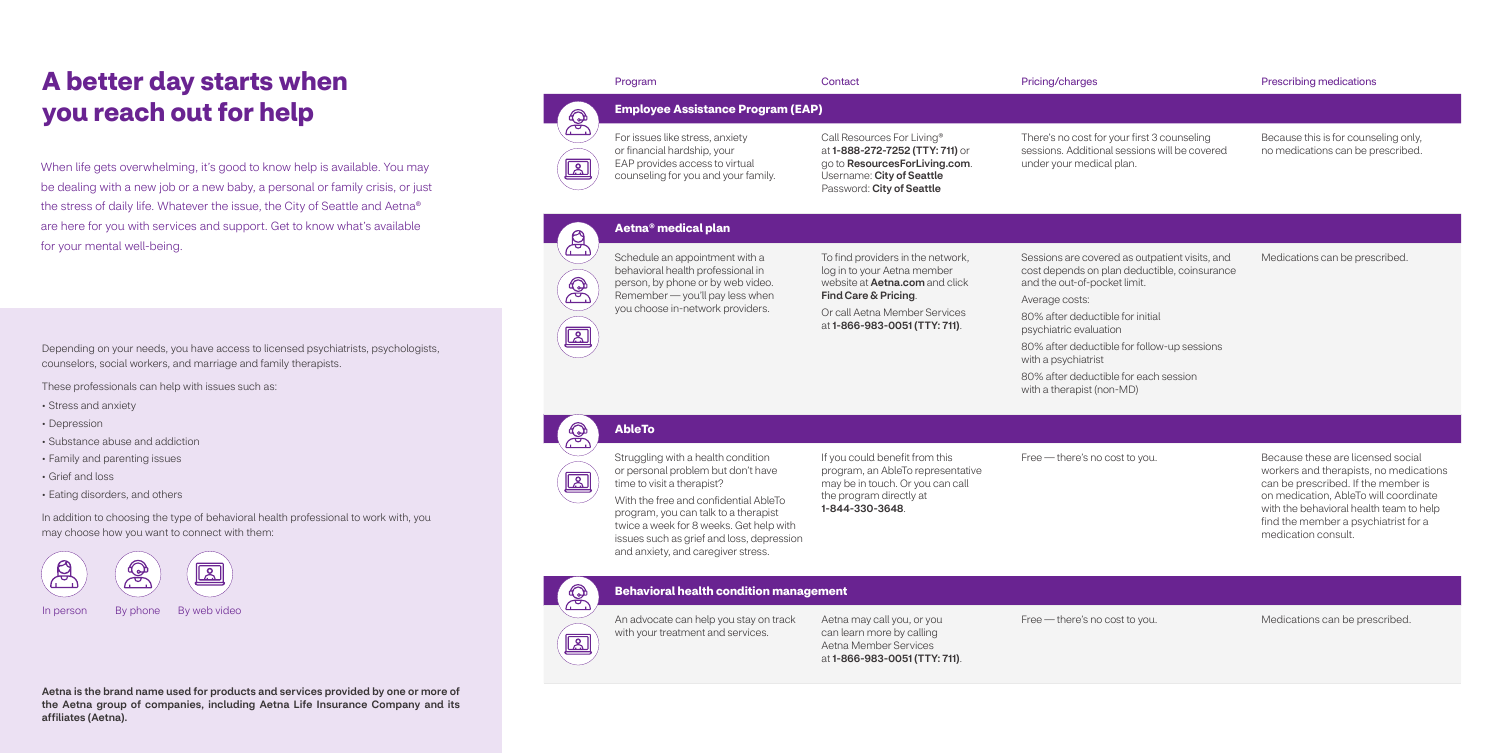# A better day starts when you reach out for help

When life gets overwhelming, it's good to know help is available. You may be dealing with a new job or a new baby, a personal or family crisis, or just the stress of daily life. Whatever the issue, the City of Seattle and Aetna® are here for you with services and support. Get to know what's available for your mental well-being.

Depending on your needs, you have access to licensed psychiatrists, psychologists, counselors, social workers, and marriage and family therapists.

These professionals can help with issues such as:

- Stress and anxiety
- Depression
- Substance abuse and addiction
- Family and parenting issues
- Grief and loss
- Eating disorders, and others

In addition to choosing the type of behavioral health professional to work with, you may choose how you want to connect with them:

In person | By phone | By web video

**Aetna is the brand name used for products and services provided by one or more of the Aetna group of companies, including Aetna Life Insurance Company and its affiliates (Aetna).**

| Program | Contact | Pricing/charges | Prescribing medications |
|---|---|---|---|
| **Employee Assistance Program (EAP)** | | | |
| For issues like stress, anxiety or financial hardship, your EAP provides access to virtual counseling for you and your family. | Call Resources For Living® at **1-888-272-7252 (TTY: 711)** or go to **ResourcesForLiving.com**. Username: **City of Seattle** Password: **City of Seattle** | There's no cost for your first 3 counseling sessions. Additional sessions will be covered under your medical plan. | Because this is for counseling only, no medications can be prescribed. |
| **Aetna® medical plan** | | | |
| Schedule an appointment with a behavioral health professional in person, by phone or by web video. Remember — you'll pay less when you choose in-network providers. | To find providers in the network, log in to your Aetna member website at **Aetna.com** and click **Find Care & Pricing**. Or call Aetna Member Services at **1-866-983-0051 (TTY: 711)**. | Sessions are covered as outpatient visits, and cost depends on plan deductible, coinsurance and the out-of-pocket limit. Average costs: 80% after deductible for initial psychiatric evaluation; 80% after deductible for follow-up sessions with a psychiatrist; 80% after deductible for each session with a therapist (non-MD) | Medications can be prescribed. |
| **AbleTo** | | | |
| Struggling with a health condition or personal problem but don't have time to visit a therapist? With the free and confidential AbleTo program, you can talk to a therapist twice a week for 8 weeks. Get help with issues such as grief and loss, depression and anxiety, and caregiver stress. | If you could benefit from this program, an AbleTo representative may be in touch. Or you can call the program directly at **1-844-330-3648**. | Free — there's no cost to you. | Because these are licensed social workers and therapists, no medications can be prescribed. If the member is on medication, AbleTo will coordinate with the behavioral health team to help find the member a psychiatrist for a medication consult. |
| **Behavioral health condition management** | | | |
| An advocate can help you stay on track with your treatment and services. | Aetna may call you, or you can learn more by calling Aetna Member Services at **1-866-983-0051 (TTY: 711)**. | Free — there's no cost to you. | Medications can be prescribed. |